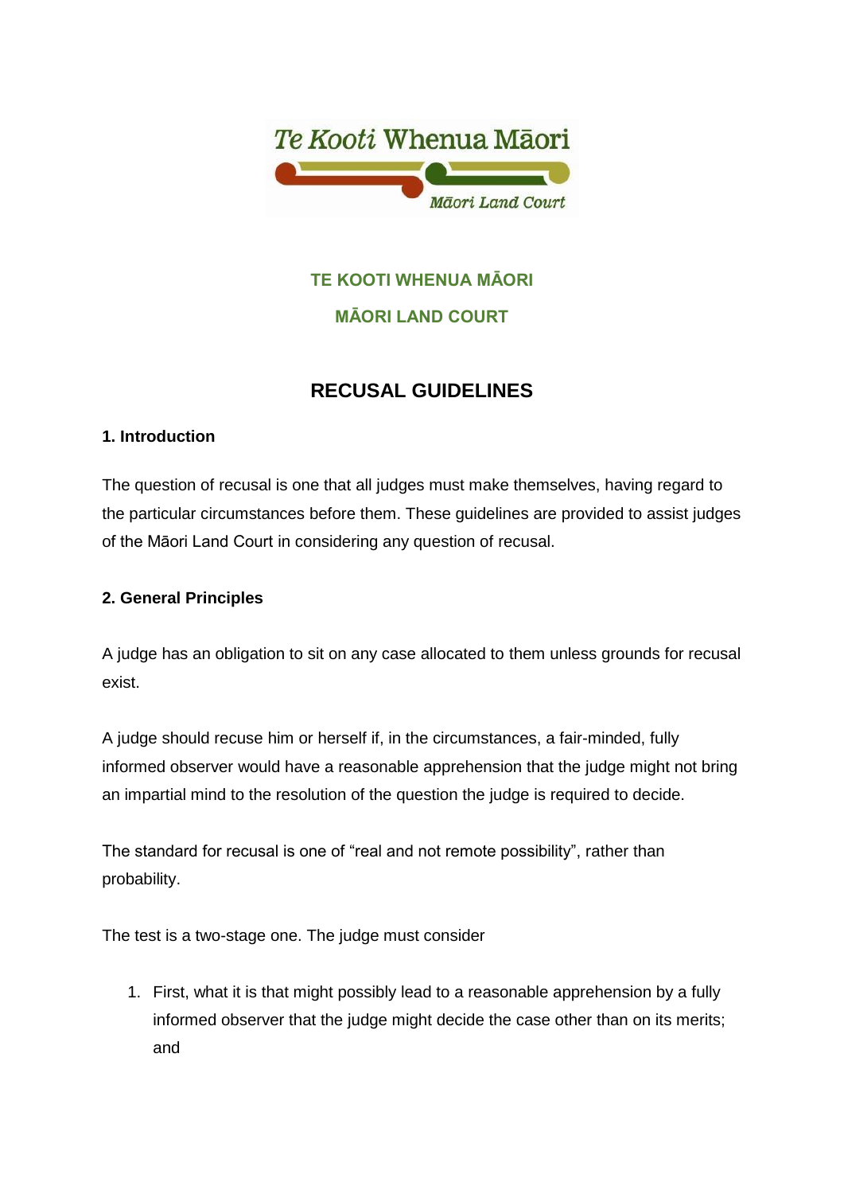TE KOOTI WHENUA MĀORI

MĀORI LAND COURT

# RECUSAL GUIDELINES

## 1. Introduction

The question of recusal is one that all judges must make themselves, having regard to the particular circumstances before them. These guidelines are provided to assist judges of the Māori Land Court in considering any question of recusal.

## 2. General Principles

A judge has an obligation to sit on any case allocated to them unless grounds for recusal exist.

A judge should recuse him or herself if, in the circumstances, a fair-minded, fully informed observer would have a reasonable apprehension that the judge might not bring an impartial mind to the resolution of the question the judge is required to decide.

The standard for recusal is one of "real and not remote possibility", rather than probability.

The test is a two-stage one. The judge must consider

1. First, what it is that might possibly lead to a reasonable apprehension by a fully informed observer that the judge might decide the case other than on its merits; and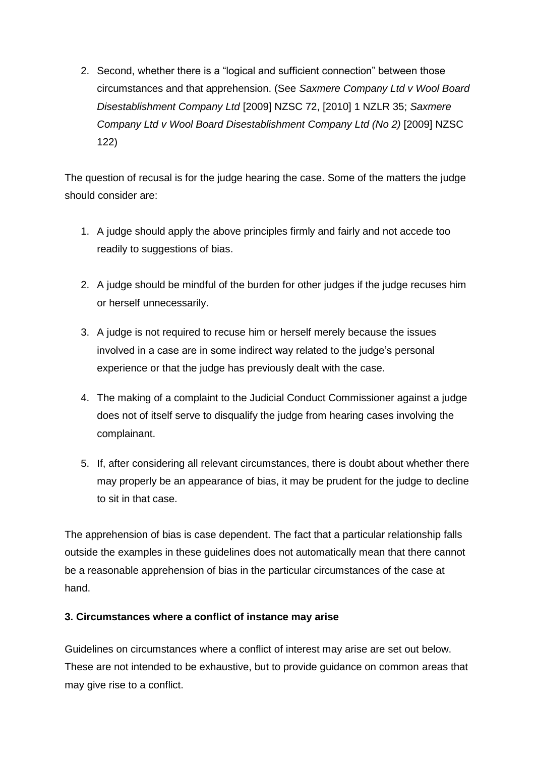2. Second, whether there is a "logical and sufficient connection" between those circumstances and that apprehension. (See *Saxmere Company Ltd v Wool Board Disestablishment Company Ltd* [2009] NZSC 72, [2010] 1 NZLR 35; *Saxmere Company Ltd v Wool Board Disestablishment Company Ltd (No 2)* [2009] NZSC 122)

The question of recusal is for the judge hearing the case. Some of the matters the judge should consider are:

1. A judge should apply the above principles firmly and fairly and not accede too readily to suggestions of bias.

2. A judge should be mindful of the burden for other judges if the judge recuses him or herself unnecessarily.

3. A judge is not required to recuse him or herself merely because the issues involved in a case are in some indirect way related to the judge's personal experience or that the judge has previously dealt with the case.

4. The making of a complaint to the Judicial Conduct Commissioner against a judge does not of itself serve to disqualify the judge from hearing cases involving the complainant.

5. If, after considering all relevant circumstances, there is doubt about whether there may properly be an appearance of bias, it may be prudent for the judge to decline to sit in that case.

The apprehension of bias is case dependent. The fact that a particular relationship falls outside the examples in these guidelines does not automatically mean that there cannot be a reasonable apprehension of bias in the particular circumstances of the case at hand.

### 3. Circumstances where a conflict of instance may arise

Guidelines on circumstances where a conflict of interest may arise are set out below. These are not intended to be exhaustive, but to provide guidance on common areas that may give rise to a conflict.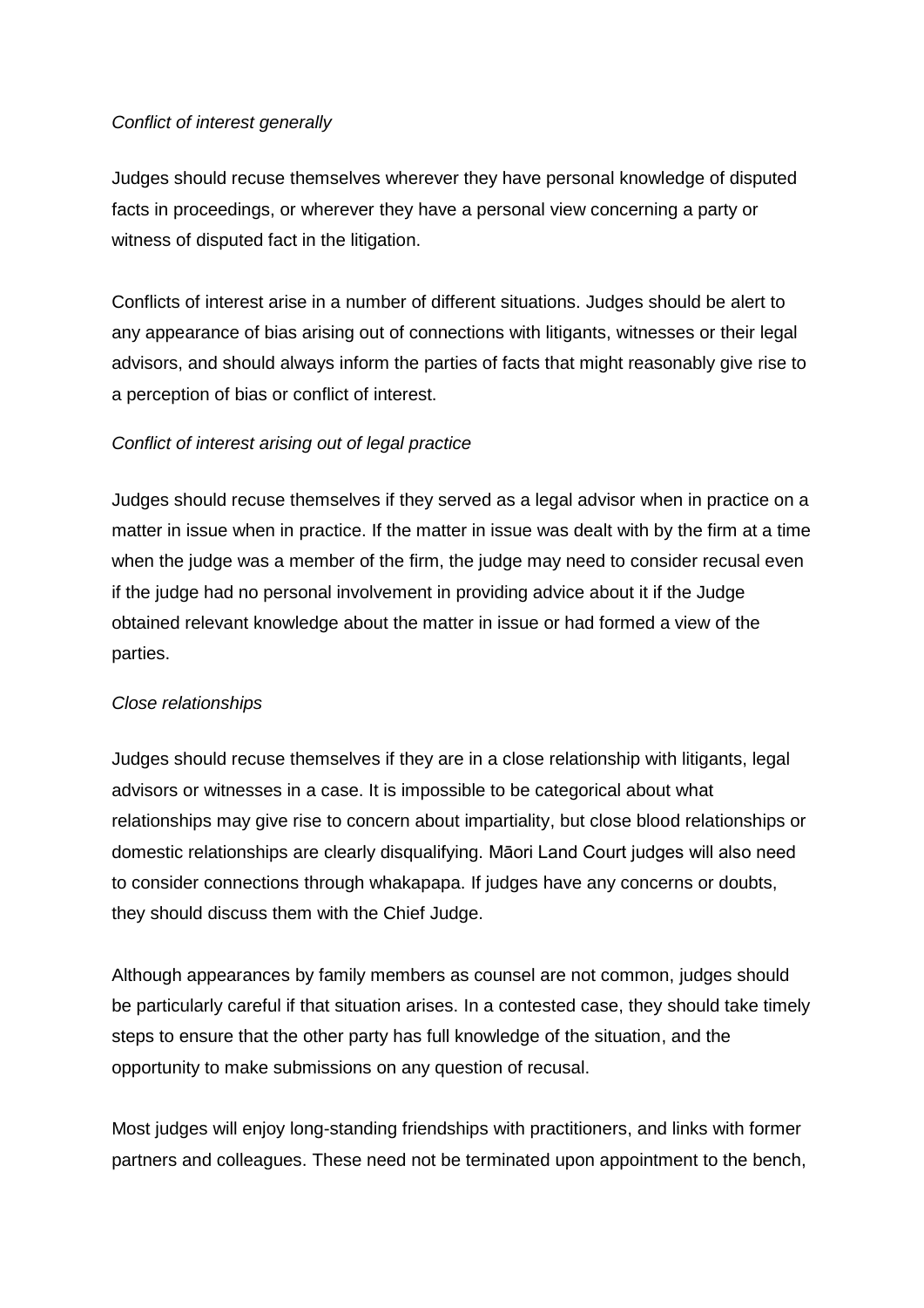*Conflict of interest generally*

Judges should recuse themselves wherever they have personal knowledge of disputed facts in proceedings, or wherever they have a personal view concerning a party or witness of disputed fact in the litigation.

Conflicts of interest arise in a number of different situations. Judges should be alert to any appearance of bias arising out of connections with litigants, witnesses or their legal advisors, and should always inform the parties of facts that might reasonably give rise to a perception of bias or conflict of interest.

*Conflict of interest arising out of legal practice*

Judges should recuse themselves if they served as a legal advisor when in practice on a matter in issue when in practice. If the matter in issue was dealt with by the firm at a time when the judge was a member of the firm, the judge may need to consider recusal even if the judge had no personal involvement in providing advice about it if the Judge obtained relevant knowledge about the matter in issue or had formed a view of the parties.

*Close relationships*

Judges should recuse themselves if they are in a close relationship with litigants, legal advisors or witnesses in a case. It is impossible to be categorical about what relationships may give rise to concern about impartiality, but close blood relationships or domestic relationships are clearly disqualifying. Māori Land Court judges will also need to consider connections through whakapapa. If judges have any concerns or doubts, they should discuss them with the Chief Judge.

Although appearances by family members as counsel are not common, judges should be particularly careful if that situation arises. In a contested case, they should take timely steps to ensure that the other party has full knowledge of the situation, and the opportunity to make submissions on any question of recusal.

Most judges will enjoy long-standing friendships with practitioners, and links with former partners and colleagues. These need not be terminated upon appointment to the bench,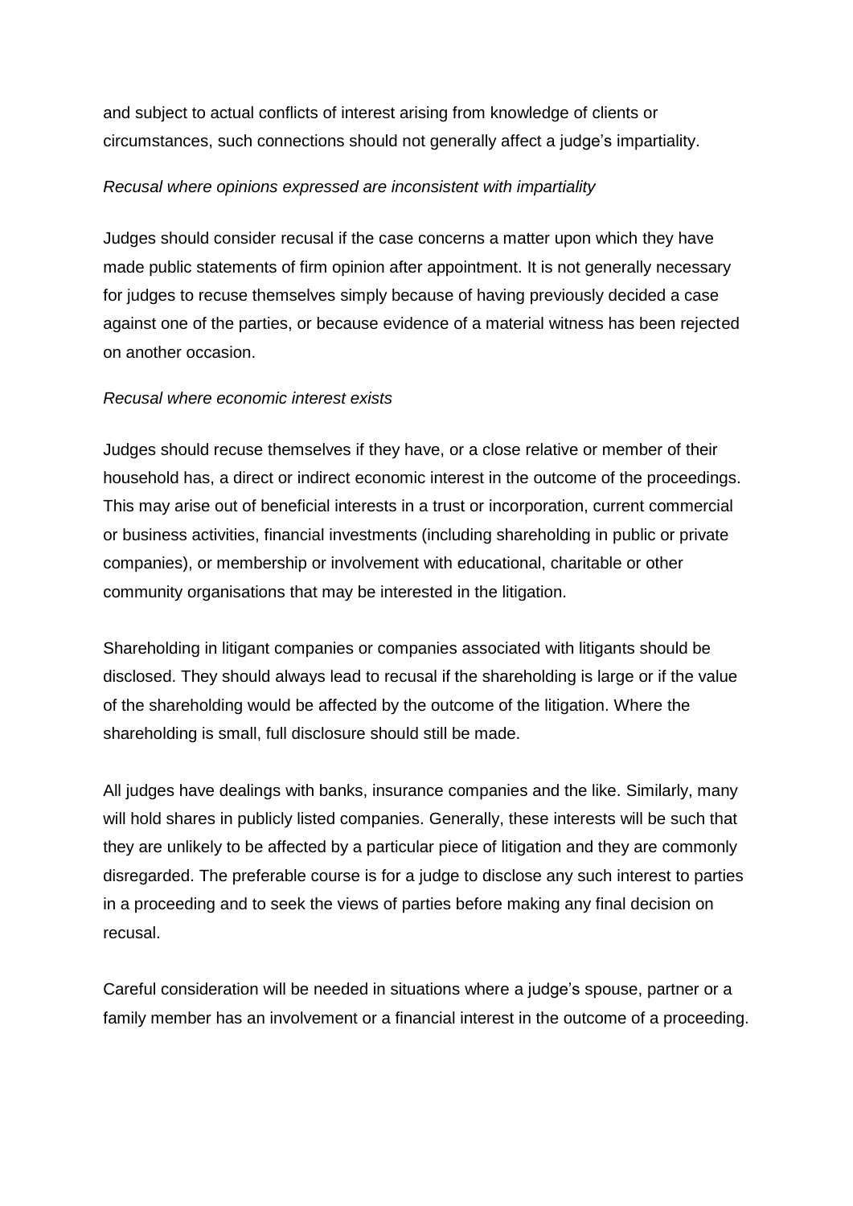and subject to actual conflicts of interest arising from knowledge of clients or circumstances, such connections should not generally affect a judge's impartiality.

*Recusal where opinions expressed are inconsistent with impartiality*

Judges should consider recusal if the case concerns a matter upon which they have made public statements of firm opinion after appointment. It is not generally necessary for judges to recuse themselves simply because of having previously decided a case against one of the parties, or because evidence of a material witness has been rejected on another occasion.

*Recusal where economic interest exists*

Judges should recuse themselves if they have, or a close relative or member of their household has, a direct or indirect economic interest in the outcome of the proceedings. This may arise out of beneficial interests in a trust or incorporation, current commercial or business activities, financial investments (including shareholding in public or private companies), or membership or involvement with educational, charitable or other community organisations that may be interested in the litigation.

Shareholding in litigant companies or companies associated with litigants should be disclosed. They should always lead to recusal if the shareholding is large or if the value of the shareholding would be affected by the outcome of the litigation. Where the shareholding is small, full disclosure should still be made.

All judges have dealings with banks, insurance companies and the like. Similarly, many will hold shares in publicly listed companies. Generally, these interests will be such that they are unlikely to be affected by a particular piece of litigation and they are commonly disregarded. The preferable course is for a judge to disclose any such interest to parties in a proceeding and to seek the views of parties before making any final decision on recusal.

Careful consideration will be needed in situations where a judge's spouse, partner or a family member has an involvement or a financial interest in the outcome of a proceeding.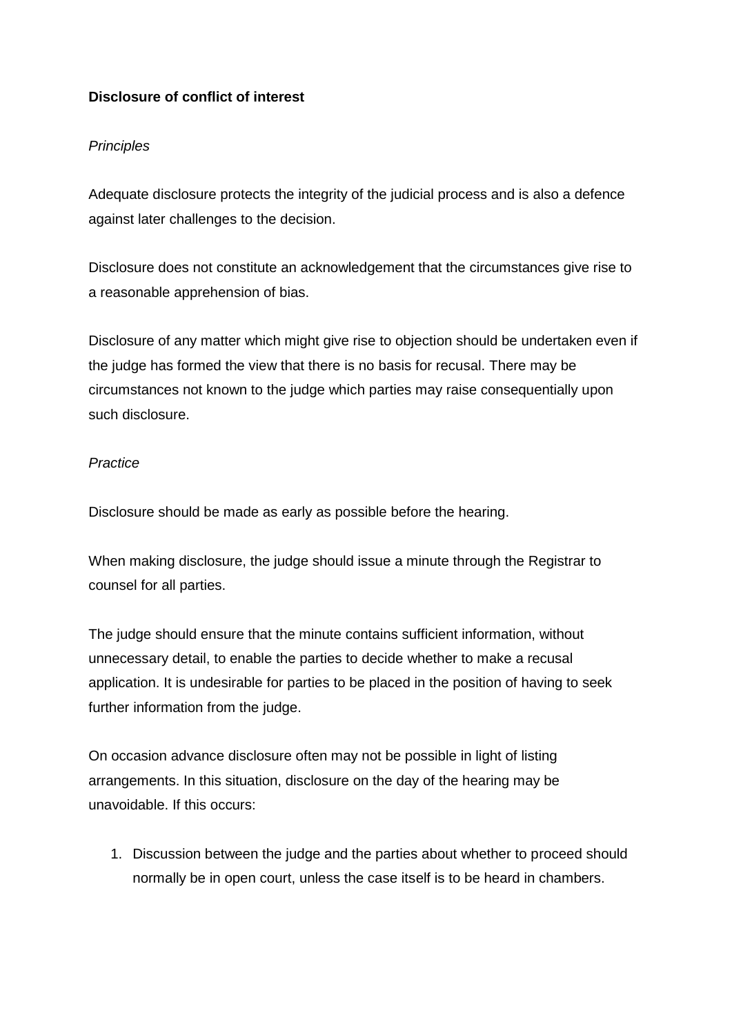**Disclosure of conflict of interest**

*Principles*

Adequate disclosure protects the integrity of the judicial process and is also a defence against later challenges to the decision.

Disclosure does not constitute an acknowledgement that the circumstances give rise to a reasonable apprehension of bias.

Disclosure of any matter which might give rise to objection should be undertaken even if the judge has formed the view that there is no basis for recusal. There may be circumstances not known to the judge which parties may raise consequentially upon such disclosure.

*Practice*

Disclosure should be made as early as possible before the hearing.

When making disclosure, the judge should issue a minute through the Registrar to counsel for all parties.

The judge should ensure that the minute contains sufficient information, without unnecessary detail, to enable the parties to decide whether to make a recusal application. It is undesirable for parties to be placed in the position of having to seek further information from the judge.

On occasion advance disclosure often may not be possible in light of listing arrangements. In this situation, disclosure on the day of the hearing may be unavoidable. If this occurs:

1. Discussion between the judge and the parties about whether to proceed should normally be in open court, unless the case itself is to be heard in chambers.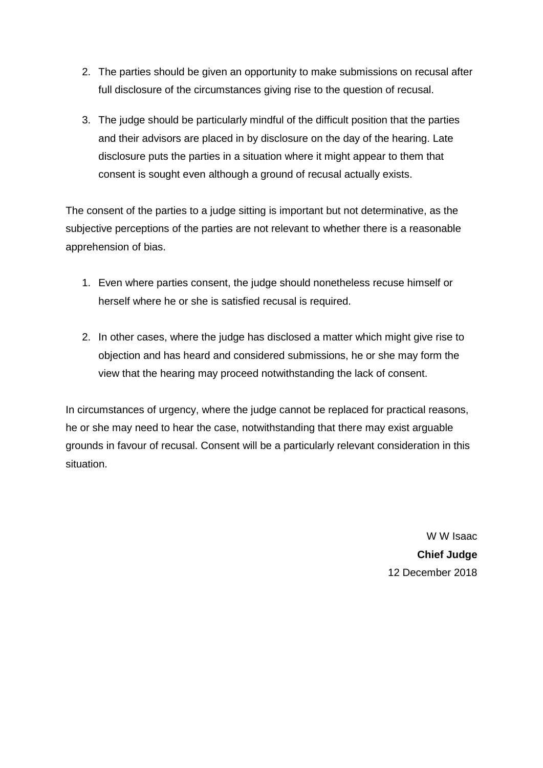2. The parties should be given an opportunity to make submissions on recusal after full disclosure of the circumstances giving rise to the question of recusal.

3. The judge should be particularly mindful of the difficult position that the parties and their advisors are placed in by disclosure on the day of the hearing. Late disclosure puts the parties in a situation where it might appear to them that consent is sought even although a ground of recusal actually exists.

The consent of the parties to a judge sitting is important but not determinative, as the subjective perceptions of the parties are not relevant to whether there is a reasonable apprehension of bias.

1. Even where parties consent, the judge should nonetheless recuse himself or herself where he or she is satisfied recusal is required.

2. In other cases, where the judge has disclosed a matter which might give rise to objection and has heard and considered submissions, he or she may form the view that the hearing may proceed notwithstanding the lack of consent.

In circumstances of urgency, where the judge cannot be replaced for practical reasons, he or she may need to hear the case, notwithstanding that there may exist arguable grounds in favour of recusal. Consent will be a particularly relevant consideration in this situation.

W W Isaac
**Chief Judge**
12 December 2018